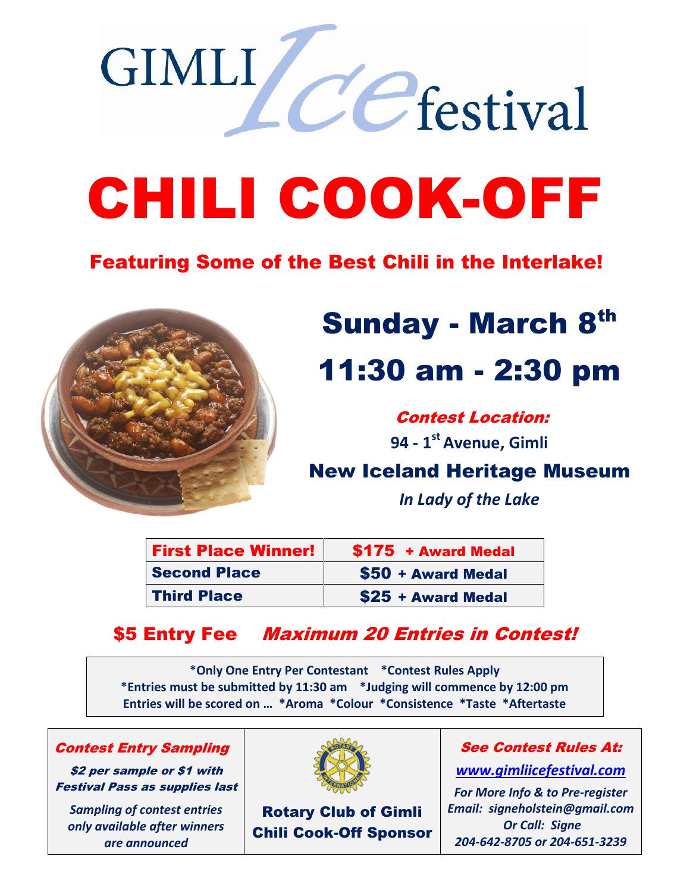# GIMLI Ice festival

# CHILI COOK-OFF

## Featuring Some of the Best Chili in the Interlake!

## Sunday - March 8th

## 11:30 am - 2:30 pm

***Contest Location:***

**94 - 1st Avenue, Gimli**

**New Iceland Heritage Museum**

*In Lady of the Lake*

| | |
|---|---|
| **First Place Winner!** | **$175 + Award Medal** |
| **Second Place** | **$50 + Award Medal** |
| **Third Place** | **$25 + Award Medal** |

**$5 Entry Fee** ***Maximum 20 Entries in Contest!***

**\*Only One Entry Per Contestant \*Contest Rules Apply**
**\*Entries must be submitted by 11:30 am \*Judging will commence by 12:00 pm**
**Entries will be scored on … \*Aroma \*Colour \*Consistence \*Taste \*Aftertaste**

***Contest Entry Sampling***

***$2 per sample or $1 with Festival Pass as supplies last***

*Sampling of contest entries only available after winners are announced*

**Rotary Club of Gimli Chili Cook-Off Sponsor**

***See Contest Rules At:***

[www.gimliicefestival.com](www.gimliicefestival.com)

*For More Info & to Pre-register*
*Email: signeholstein@gmail.com*
*Or Call: Signe*
*204-642-8705 or 204-651-3239*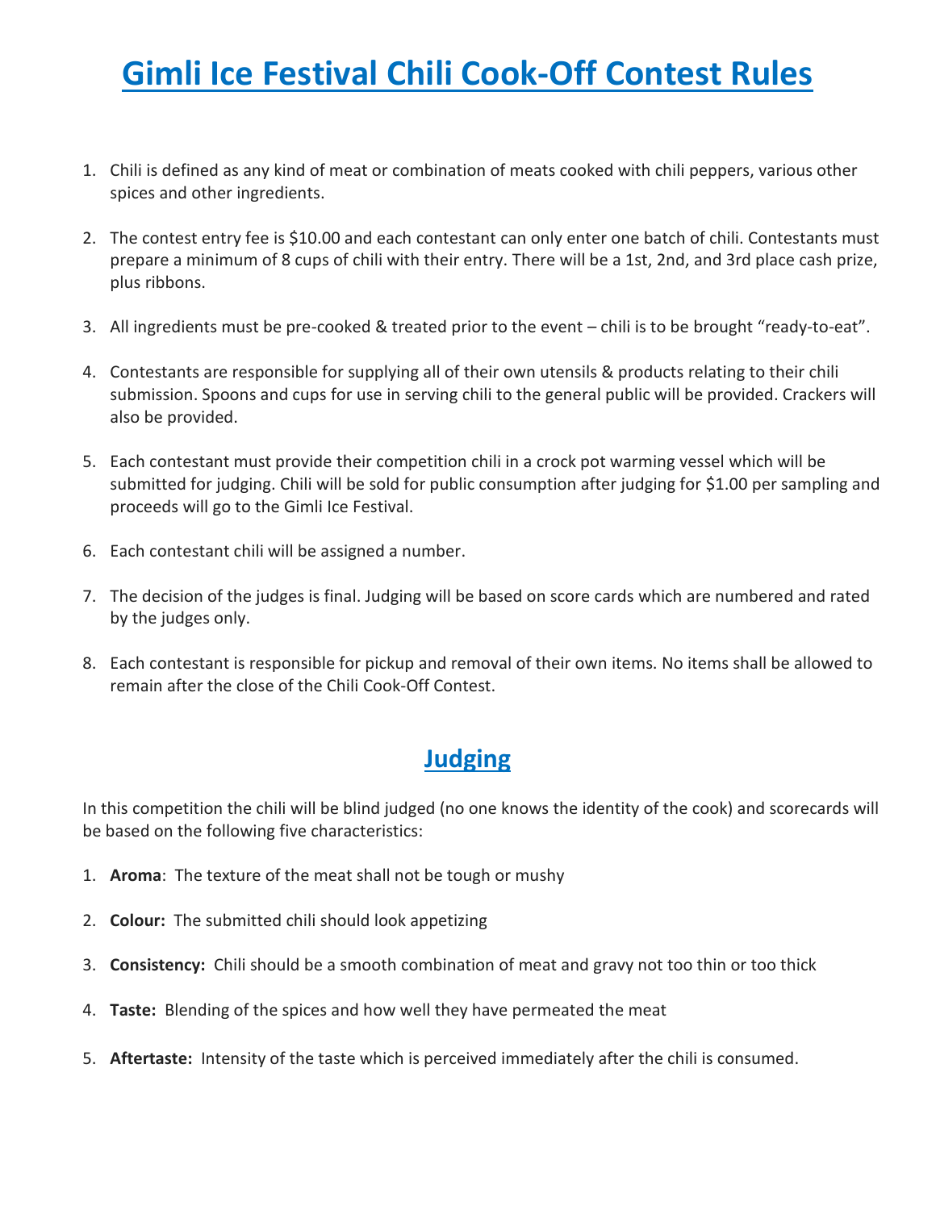# Gimli Ice Festival Chili Cook-Off Contest Rules

1. Chili is defined as any kind of meat or combination of meats cooked with chili peppers, various other spices and other ingredients.

2. The contest entry fee is $10.00 and each contestant can only enter one batch of chili. Contestants must prepare a minimum of 8 cups of chili with their entry. There will be a 1st, 2nd, and 3rd place cash prize, plus ribbons.

3. All ingredients must be pre-cooked & treated prior to the event – chili is to be brought "ready-to-eat".

4. Contestants are responsible for supplying all of their own utensils & products relating to their chili submission. Spoons and cups for use in serving chili to the general public will be provided. Crackers will also be provided.

5. Each contestant must provide their competition chili in a crock pot warming vessel which will be submitted for judging. Chili will be sold for public consumption after judging for $1.00 per sampling and proceeds will go to the Gimli Ice Festival.

6. Each contestant chili will be assigned a number.

7. The decision of the judges is final. Judging will be based on score cards which are numbered and rated by the judges only.

8. Each contestant is responsible for pickup and removal of their own items. No items shall be allowed to remain after the close of the Chili Cook-Off Contest.

## Judging

In this competition the chili will be blind judged (no one knows the identity of the cook) and scorecards will be based on the following five characteristics:

1. **Aroma**: The texture of the meat shall not be tough or mushy

2. **Colour:** The submitted chili should look appetizing

3. **Consistency:** Chili should be a smooth combination of meat and gravy not too thin or too thick

4. **Taste:** Blending of the spices and how well they have permeated the meat

5. **Aftertaste:** Intensity of the taste which is perceived immediately after the chili is consumed.